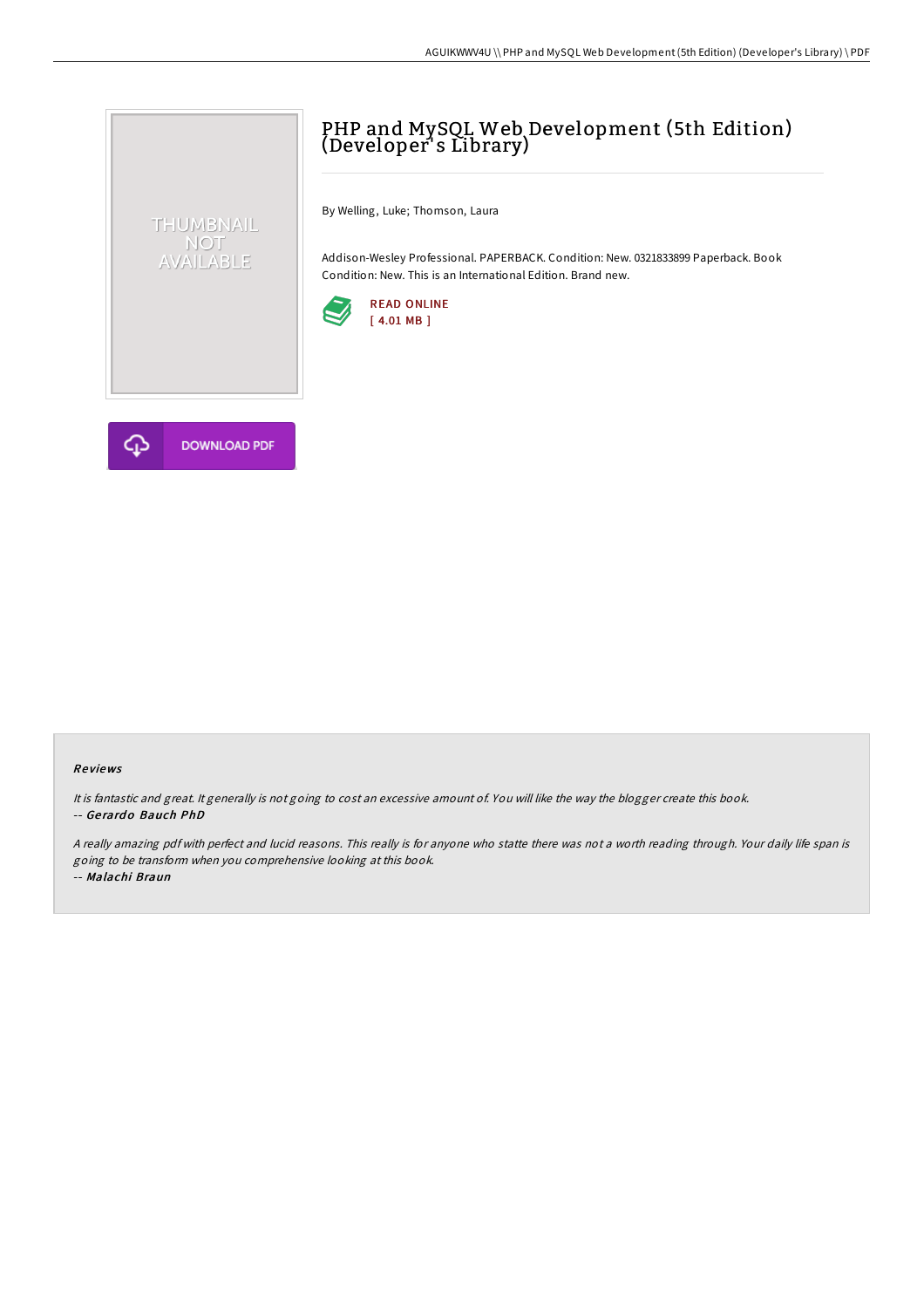# PHP and MySQL Web Development (5th Edition) (Developer's Library)

By Welling, Luke; Thomson, Laura

Addison-Wesley Professional. PAPERBACK. Condition: New. 0321833899 Paperback. Book Condition: New. This is an International Edition. Brand new.

READ ONLINE
[ 4.01 MB ]

DOWNLOAD PDF

### Reviews

*It is fantastic and great. It generally is not going to cost an excessive amount of. You will like the way the blogger create this book.*
-- ***Gerardo Bauch PhD***

*A really amazing pdf with perfect and lucid reasons. This really is for anyone who statte there was not a worth reading through. Your daily life span is going to be transform when you comprehensive looking at this book.*
-- ***Malachi Braun***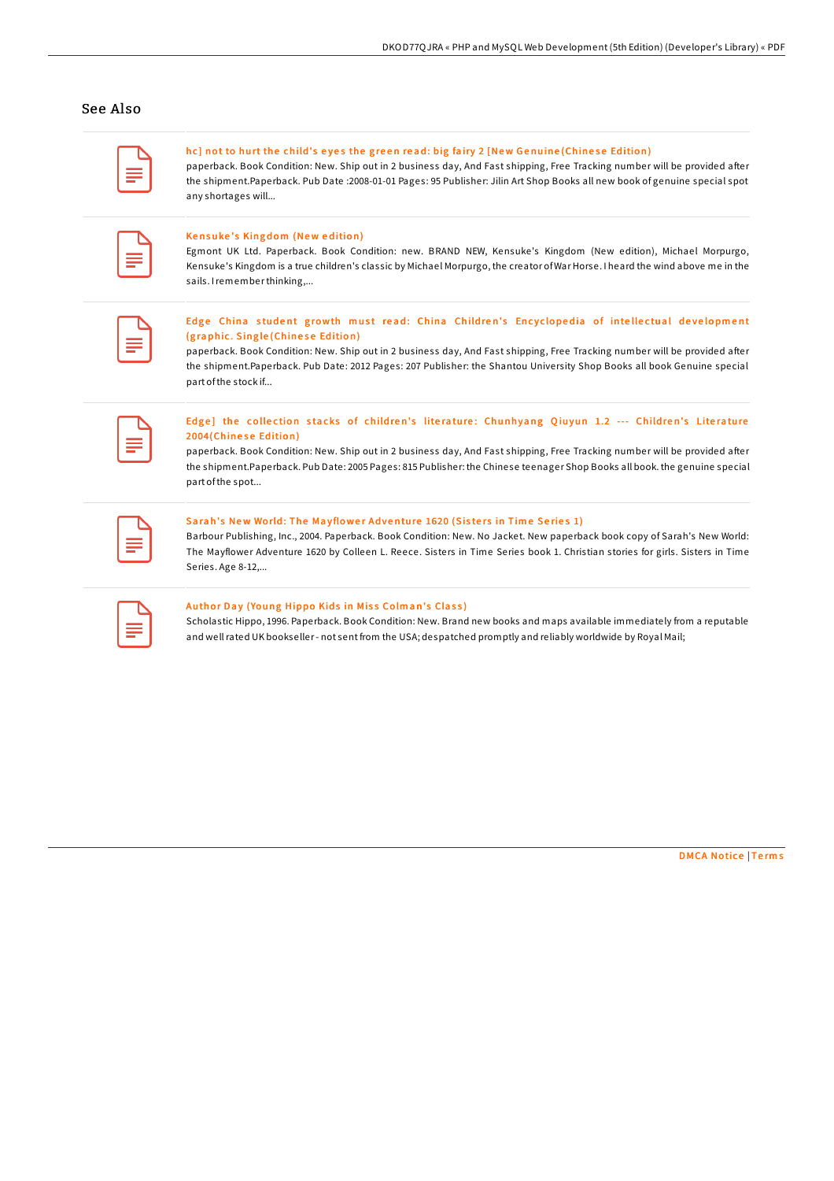## See Also

### hc] not to hurt the child's eyes the green read: big fairy 2 [New Genuine(Chinese Edition)

paperback. Book Condition: New. Ship out in 2 business day, And Fast shipping, Free Tracking number will be provided after the shipment.Paperback. Pub Date :2008-01-01 Pages: 95 Publisher: Jilin Art Shop Books all new book of genuine special spot any shortages will...

### Kensuke's Kingdom (New edition)

Egmont UK Ltd. Paperback. Book Condition: new. BRAND NEW, Kensuke's Kingdom (New edition), Michael Morpurgo, Kensuke's Kingdom is a true children's classic by Michael Morpurgo, the creator of War Horse. I heard the wind above me in the sails. I remember thinking,...

### Edge China student growth must read: China Children's Encyclopedia of intellectual development (graphic. Single(Chinese Edition)

paperback. Book Condition: New. Ship out in 2 business day, And Fast shipping, Free Tracking number will be provided after the shipment.Paperback. Pub Date: 2012 Pages: 207 Publisher: the Shantou University Shop Books all book Genuine special part of the stock if...

### Edge] the collection stacks of children's literature: Chunhyang Qiuyun 1.2 --- Children's Literature 2004(Chinese Edition)

paperback. Book Condition: New. Ship out in 2 business day, And Fast shipping, Free Tracking number will be provided after the shipment.Paperback. Pub Date: 2005 Pages: 815 Publisher: the Chinese teenager Shop Books all book. the genuine special part of the spot...

### Sarah's New World: The Mayflower Adventure 1620 (Sisters in Time Series 1)

Barbour Publishing, Inc., 2004. Paperback. Book Condition: New. No Jacket. New paperback book copy of Sarah's New World: The Mayflower Adventure 1620 by Colleen L. Reece. Sisters in Time Series book 1. Christian stories for girls. Sisters in Time Series. Age 8-12,...

### Author Day (Young Hippo Kids in Miss Colman's Class)

Scholastic Hippo, 1996. Paperback. Book Condition: New. Brand new books and maps available immediately from a reputable and well rated UK bookseller - not sent from the USA; despatched promptly and reliably worldwide by Royal Mail;

DMCA Notice | Terms